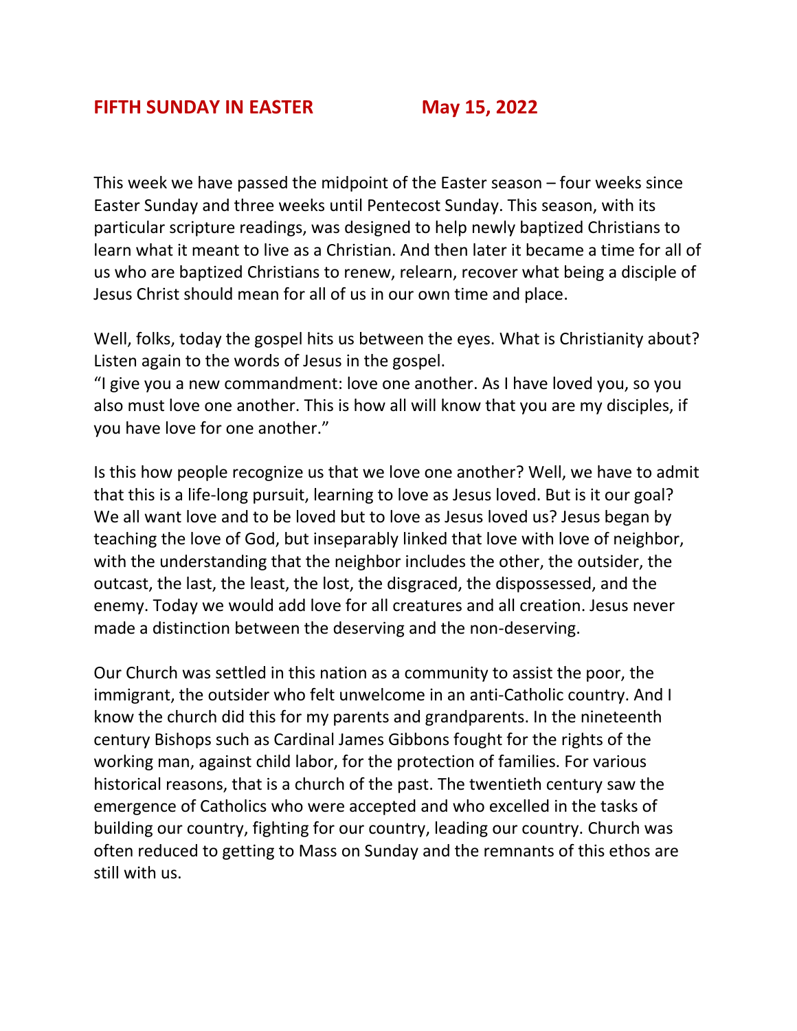## FIFTH SUNDAY IN EASTER May 15, 2022

This week we have passed the midpoint of the Easter season – four weeks since Easter Sunday and three weeks until Pentecost Sunday. This season, with its particular scripture readings, was designed to help newly baptized Christians to learn what it meant to live as a Christian. And then later it became a time for all of us who are baptized Christians to renew, relearn, recover what being a disciple of Jesus Christ should mean for all of us in our own time and place.

Well, folks, today the gospel hits us between the eyes. What is Christianity about? Listen again to the words of Jesus in the gospel.
"I give you a new commandment: love one another. As I have loved you, so you also must love one another. This is how all will know that you are my disciples, if you have love for one another."

Is this how people recognize us that we love one another? Well, we have to admit that this is a life-long pursuit, learning to love as Jesus loved. But is it our goal? We all want love and to be loved but to love as Jesus loved us? Jesus began by teaching the love of God, but inseparably linked that love with love of neighbor, with the understanding that the neighbor includes the other, the outsider, the outcast, the last, the least, the lost, the disgraced, the dispossessed, and the enemy. Today we would add love for all creatures and all creation. Jesus never made a distinction between the deserving and the non-deserving.

Our Church was settled in this nation as a community to assist the poor, the immigrant, the outsider who felt unwelcome in an anti-Catholic country. And I know the church did this for my parents and grandparents. In the nineteenth century Bishops such as Cardinal James Gibbons fought for the rights of the working man, against child labor, for the protection of families. For various historical reasons, that is a church of the past. The twentieth century saw the emergence of Catholics who were accepted and who excelled in the tasks of building our country, fighting for our country, leading our country. Church was often reduced to getting to Mass on Sunday and the remnants of this ethos are still with us.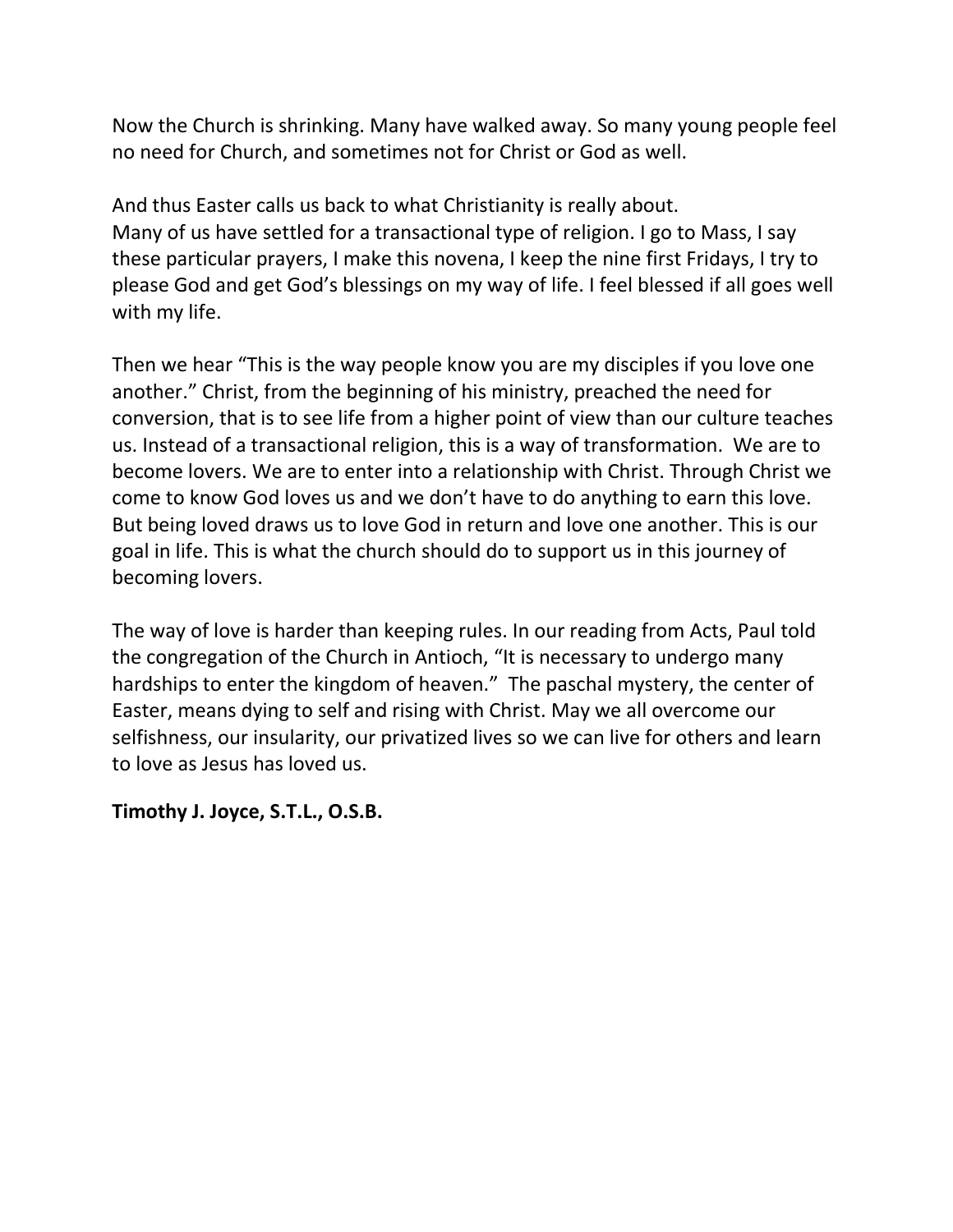Now the Church is shrinking. Many have walked away. So many young people feel no need for Church, and sometimes not for Christ or God as well.

And thus Easter calls us back to what Christianity is really about.
Many of us have settled for a transactional type of religion. I go to Mass, I say these particular prayers, I make this novena, I keep the nine first Fridays, I try to please God and get God's blessings on my way of life. I feel blessed if all goes well with my life.

Then we hear "This is the way people know you are my disciples if you love one another." Christ, from the beginning of his ministry, preached the need for conversion, that is to see life from a higher point of view than our culture teaches us. Instead of a transactional religion, this is a way of transformation. We are to become lovers. We are to enter into a relationship with Christ. Through Christ we come to know God loves us and we don't have to do anything to earn this love. But being loved draws us to love God in return and love one another. This is our goal in life. This is what the church should do to support us in this journey of becoming lovers.

The way of love is harder than keeping rules. In our reading from Acts, Paul told the congregation of the Church in Antioch, "It is necessary to undergo many hardships to enter the kingdom of heaven." The paschal mystery, the center of Easter, means dying to self and rising with Christ. May we all overcome our selfishness, our insularity, our privatized lives so we can live for others and learn to love as Jesus has loved us.

**Timothy J. Joyce, S.T.L., O.S.B.**